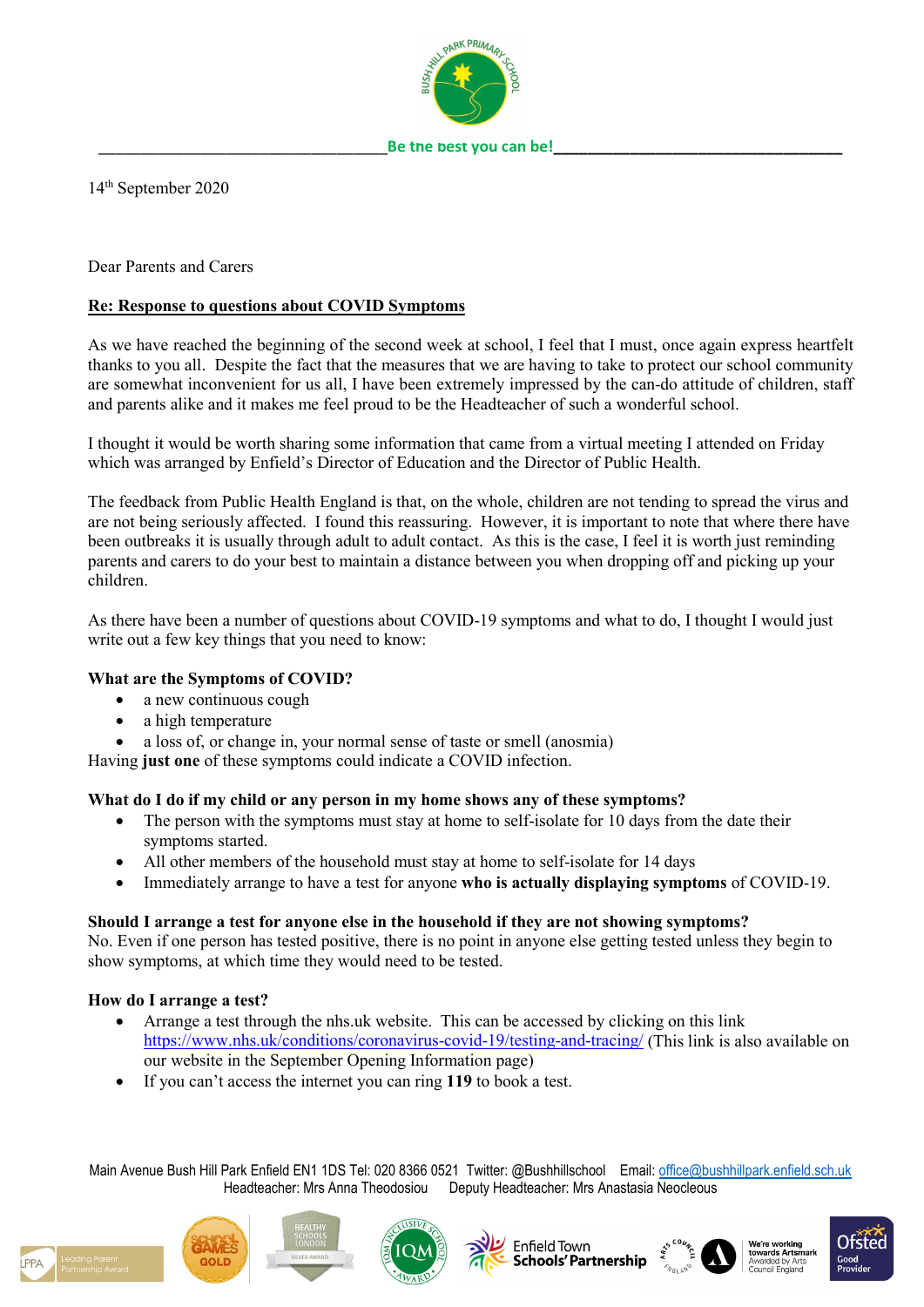Be the best you can be!

14th September 2020

Dear Parents and Carers

**Re: Response to questions about COVID Symptoms**

As we have reached the beginning of the second week at school, I feel that I must, once again express heartfelt thanks to you all. Despite the fact that the measures that we are having to take to protect our school community are somewhat inconvenient for us all, I have been extremely impressed by the can-do attitude of children, staff and parents alike and it makes me feel proud to be the Headteacher of such a wonderful school.

I thought it would be worth sharing some information that came from a virtual meeting I attended on Friday which was arranged by Enfield's Director of Education and the Director of Public Health.

The feedback from Public Health England is that, on the whole, children are not tending to spread the virus and are not being seriously affected. I found this reassuring. However, it is important to note that where there have been outbreaks it is usually through adult to adult contact. As this is the case, I feel it is worth just reminding parents and carers to do your best to maintain a distance between you when dropping off and picking up your children.

As there have been a number of questions about COVID-19 symptoms and what to do, I thought I would just write out a few key things that you need to know:

**What are the Symptoms of COVID?**

- a new continuous cough
- a high temperature
- a loss of, or change in, your normal sense of taste or smell (anosmia)

Having **just one** of these symptoms could indicate a COVID infection.

**What do I do if my child or any person in my home shows any of these symptoms?**

- The person with the symptoms must stay at home to self-isolate for 10 days from the date their symptoms started.
- All other members of the household must stay at home to self-isolate for 14 days
- Immediately arrange to have a test for anyone **who is actually displaying symptoms** of COVID-19.

**Should I arrange a test for anyone else in the household if they are not showing symptoms?**

No. Even if one person has tested positive, there is no point in anyone else getting tested unless they begin to show symptoms, at which time they would need to be tested.

**How do I arrange a test?**

- Arrange a test through the nhs.uk website. This can be accessed by clicking on this link https://www.nhs.uk/conditions/coronavirus-covid-19/testing-and-tracing/ (This link is also available on our website in the September Opening Information page)
- If you can't access the internet you can ring **119** to book a test.

Main Avenue Bush Hill Park Enfield EN1 1DS Tel: 020 8366 0521 Twitter: @Bushhillschool Email: office@bushhillpark.enfield.sch.uk
Headteacher: Mrs Anna Theodosiou Deputy Headteacher: Mrs Anastasia Neocleous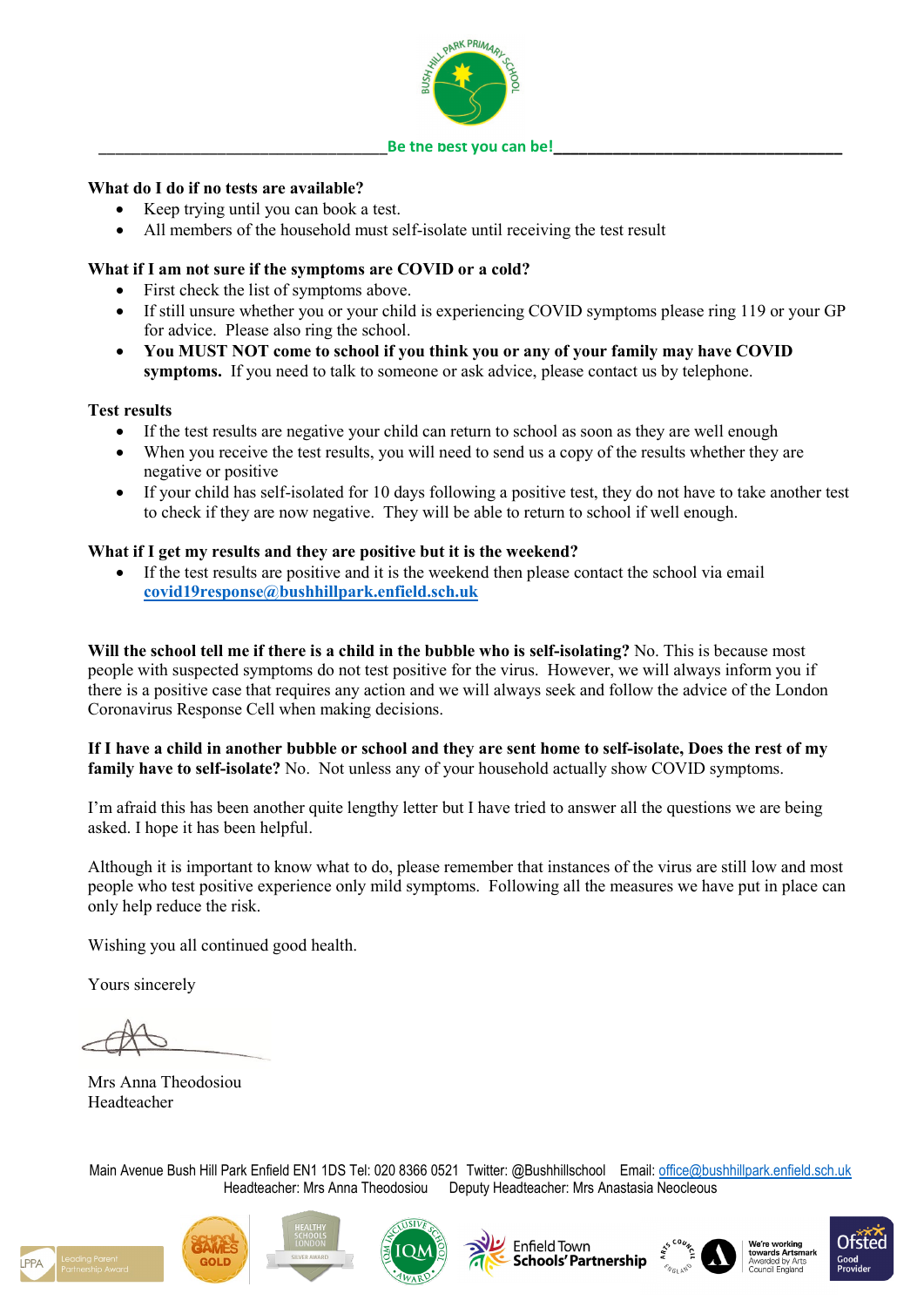**What do I do if no tests are available?**

- Keep trying until you can book a test.
- All members of the household must self-isolate until receiving the test result

**What if I am not sure if the symptoms are COVID or a cold?**

- First check the list of symptoms above.
- If still unsure whether you or your child is experiencing COVID symptoms please ring 119 or your GP for advice. Please also ring the school.
- **You MUST NOT come to school if you think you or any of your family may have COVID symptoms.** If you need to talk to someone or ask advice, please contact us by telephone.

**Test results**

- If the test results are negative your child can return to school as soon as they are well enough
- When you receive the test results, you will need to send us a copy of the results whether they are negative or positive
- If your child has self-isolated for 10 days following a positive test, they do not have to take another test to check if they are now negative. They will be able to return to school if well enough.

**What if I get my results and they are positive but it is the weekend?**

- If the test results are positive and it is the weekend then please contact the school via email **covid19response@bushhillpark.enfield.sch.uk**

**Will the school tell me if there is a child in the bubble who is self-isolating?** No. This is because most people with suspected symptoms do not test positive for the virus. However, we will always inform you if there is a positive case that requires any action and we will always seek and follow the advice of the London Coronavirus Response Cell when making decisions.

**If I have a child in another bubble or school and they are sent home to self-isolate, Does the rest of my family have to self-isolate?** No. Not unless any of your household actually show COVID symptoms.

I'm afraid this has been another quite lengthy letter but I have tried to answer all the questions we are being asked. I hope it has been helpful.

Although it is important to know what to do, please remember that instances of the virus are still low and most people who test positive experience only mild symptoms. Following all the measures we have put in place can only help reduce the risk.

Wishing you all continued good health.

Yours sincerely

Mrs Anna Theodosiou
Headteacher

Main Avenue Bush Hill Park Enfield EN1 1DS Tel: 020 8366 0521 Twitter: @Bushhillschool Email: office@bushhillpark.enfield.sch.uk
Headteacher: Mrs Anna Theodosiou Deputy Headteacher: Mrs Anastasia Neocleous